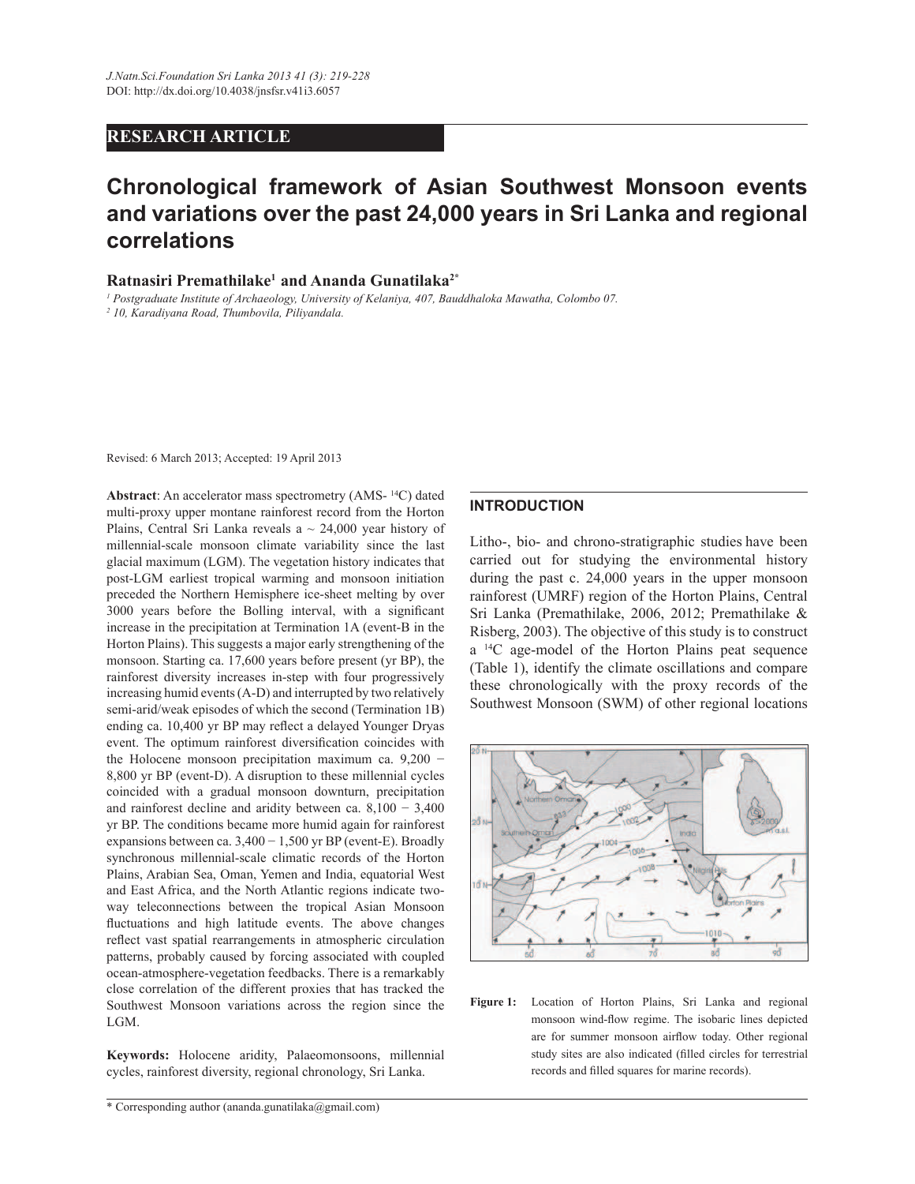## RESEARCH ARTICLE

# Chronological framework of Asian Southwest Monsoon events and variations over the past 24,000 years in Sri Lanka and regional correlations

**Ratnasiri Premathilake[1] and Ananda Gunatilaka[2*]**

*[1] Postgraduate Institute of Archaeology, University of Kelaniya, 407, Bauddhaloka Mawatha, Colombo 07.*
*[2] 10, Karadiyana Road, Thumbovila, Piliyandala.*

Revised: 6 March 2013; Accepted: 19 April 2013

**Abstract**: An accelerator mass spectrometry (AMS- $^{14}C$) dated multi-proxy upper montane rainforest record from the Horton Plains, Central Sri Lanka reveals a ~ 24,000 year history of millennial-scale monsoon climate variability since the last glacial maximum (LGM). The vegetation history indicates that post-LGM earliest tropical warming and monsoon initiation preceded the Northern Hemisphere ice-sheet melting by over 3000 years before the Bolling interval, with a significant increase in the precipitation at Termination 1A (event-B in the Horton Plains). This suggests a major early strengthening of the monsoon. Starting ca. 17,600 years before present (yr BP), the rainforest diversity increases in-step with four progressively increasing humid events (A-D) and interrupted by two relatively semi-arid/weak episodes of which the second (Termination 1B) ending ca. 10,400 yr BP may reflect a delayed Younger Dryas event. The optimum rainforest diversification coincides with the Holocene monsoon precipitation maximum ca. 9,200 − 8,800 yr BP (event-D). A disruption to these millennial cycles coincided with a gradual monsoon downturn, precipitation and rainforest decline and aridity between ca. 8,100 − 3,400 yr BP. The conditions became more humid again for rainforest expansions between ca. 3,400 − 1,500 yr BP (event-E). Broadly synchronous millennial-scale climatic records of the Horton Plains, Arabian Sea, Oman, Yemen and India, equatorial West and East Africa, and the North Atlantic regions indicate two-way teleconnections between the tropical Asian Monsoon fluctuations and high latitude events. The above changes reflect vast spatial rearrangements in atmospheric circulation patterns, probably caused by forcing associated with coupled ocean-atmosphere-vegetation feedbacks. There is a remarkably close correlation of the different proxies that has tracked the Southwest Monsoon variations across the region since the LGM.

**Keywords:** Holocene aridity, Palaeomonsoons, millennial cycles, rainforest diversity, regional chronology, Sri Lanka.

## INTRODUCTION

Litho-, bio- and chrono-stratigraphic studies have been carried out for studying the environmental history during the past c. 24,000 years in the upper monsoon rainforest (UMRF) region of the Horton Plains, Central Sri Lanka (Premathilake, 2006, 2012; Premathilake & Risberg, 2003). The objective of this study is to construct a $^{14}C$ age-model of the Horton Plains peat sequence (Table 1), identify the climate oscillations and compare these chronologically with the proxy records of the Southwest Monsoon (SWM) of other regional locations

**Figure 1:** Location of Horton Plains, Sri Lanka and regional monsoon wind-flow regime. The isobaric lines depicted are for summer monsoon airflow today. Other regional study sites are also indicated (filled circles for terrestrial records and filled squares for marine records).

\* Corresponding author (ananda.gunatilaka@gmail.com)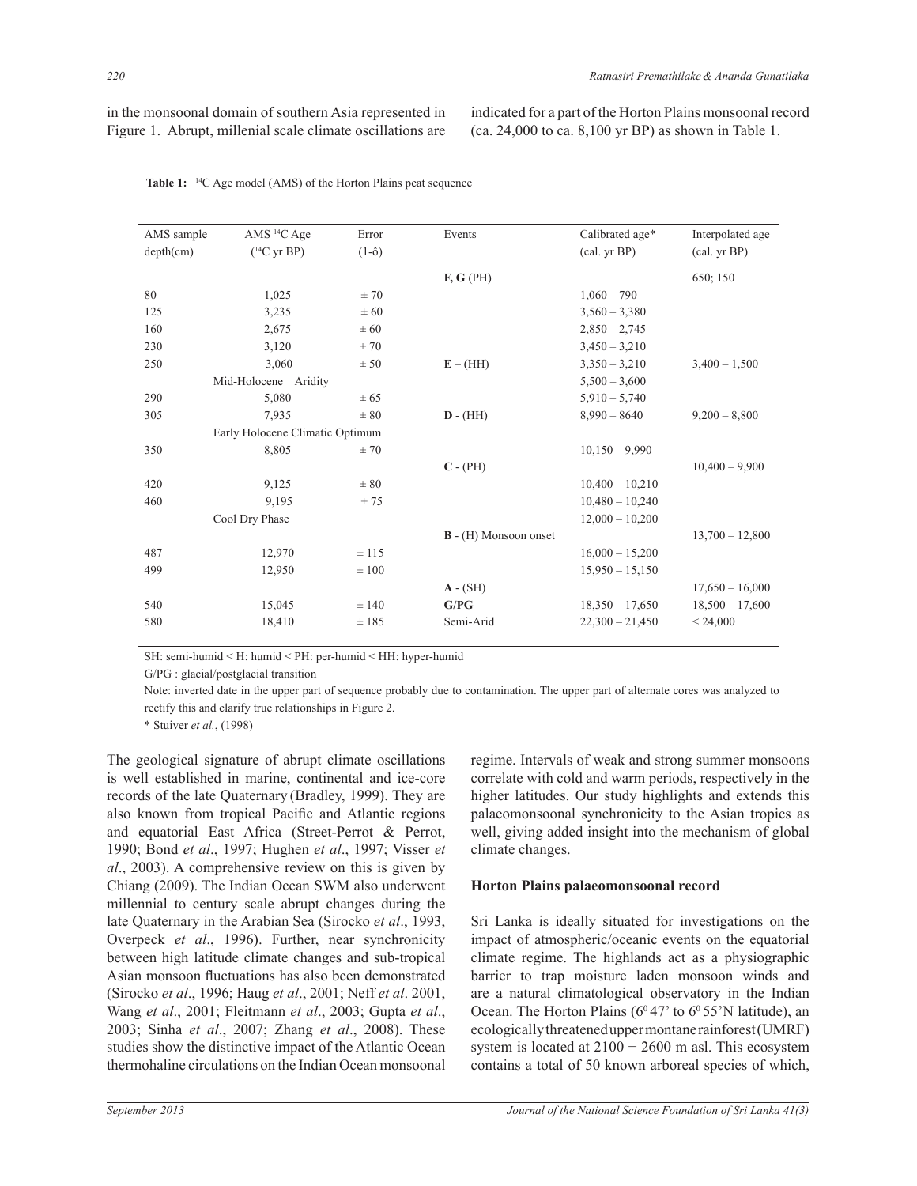in the monsoonal domain of southern Asia represented in Figure 1. Abrupt, millenial scale climate oscillations are indicated for a part of the Horton Plains monsoonal record (ca. 24,000 to ca. 8,100 yr BP) as shown in Table 1.

**Table 1:** $^{14}$C Age model (AMS) of the Horton Plains peat sequence

| AMS sample depth(cm) | AMS $^{14}$C Age ($^{14}$C yr BP) | Error (1-ô) | Events | Calibrated age* (cal. yr BP) | Interpolated age (cal. yr BP) |
|---|---|---|---|---|---|
| | | | **F, G** (PH) | | 650; 150 |
| 80 | 1,025 | ± 70 | | 1,060 – 790 | |
| 125 | 3,235 | ± 60 | | 3,560 – 3,380 | |
| 160 | 2,675 | ± 60 | | 2,850 – 2,745 | |
| 230 | 3,120 | ± 70 | | 3,450 – 3,210 | |
| 250 | 3,060 | ± 50 | **E** – (HH) | 3,350 – 3,210 | 3,400 – 1,500 |
| | Mid-Holocene Aridity | | | 5,500 – 3,600 | |
| 290 | 5,080 | ± 65 | | 5,910 – 5,740 | |
| 305 | 7,935 | ± 80 | **D** - (HH) | 8,990 – 8640 | 9,200 – 8,800 |
| | Early Holocene Climatic Optimum | | | | |
| 350 | 8,805 | ± 70 | | 10,150 – 9,990 | |
| | | | **C** - (PH) | | 10,400 – 9,900 |
| 420 | 9,125 | ± 80 | | 10,400 – 10,210 | |
| 460 | 9,195 | ± 75 | | 10,480 – 10,240 | |
| | Cool Dry Phase | | | 12,000 – 10,200 | |
| | | | **B** - (H) Monsoon onset | | 13,700 – 12,800 |
| 487 | 12,970 | ± 115 | | 16,000 – 15,200 | |
| 499 | 12,950 | ± 100 | | 15,950 – 15,150 | |
| | | | **A** - (SH) | | 17,650 – 16,000 |
| 540 | 15,045 | ± 140 | **G/PG** | 18,350 – 17,650 | 18,500 – 17,600 |
| 580 | 18,410 | ± 185 | Semi-Arid | 22,300 – 21,450 | < 24,000 |

SH: semi-humid < H: humid < PH: per-humid < HH: hyper-humid

G/PG : glacial/postglacial transition

Note: inverted date in the upper part of sequence probably due to contamination. The upper part of alternate cores was analyzed to rectify this and clarify true relationships in Figure 2.

\* Stuiver *et al.*, (1998)

The geological signature of abrupt climate oscillations is well established in marine, continental and ice-core records of the late Quaternary (Bradley, 1999). They are also known from tropical Pacific and Atlantic regions and equatorial East Africa (Street-Perrot & Perrot, 1990; Bond *et al*., 1997; Hughen *et al*., 1997; Visser *et al*., 2003). A comprehensive review on this is given by Chiang (2009). The Indian Ocean SWM also underwent millennial to century scale abrupt changes during the late Quaternary in the Arabian Sea (Sirocko *et al*., 1993, Overpeck *et al*., 1996). Further, near synchronicity between high latitude climate changes and sub-tropical Asian monsoon fluctuations has also been demonstrated (Sirocko *et al*., 1996; Haug *et al*., 2001; Neff *et al*. 2001, Wang *et al*., 2001; Fleitmann *et al*., 2003; Gupta *et al*., 2003; Sinha *et al*., 2007; Zhang *et al*., 2008). These studies show the distinctive impact of the Atlantic Ocean thermohaline circulations on the Indian Ocean monsoonal regime. Intervals of weak and strong summer monsoons correlate with cold and warm periods, respectively in the higher latitudes. Our study highlights and extends this palaeomonsoonal synchronicity to the Asian tropics as well, giving added insight into the mechanism of global climate changes.

## Horton Plains palaeomonsoonal record

Sri Lanka is ideally situated for investigations on the impact of atmospheric/oceanic events on the equatorial climate regime. The highlands act as a physiographic barrier to trap moisture laden monsoon winds and are a natural climatological observatory in the Indian Ocean. The Horton Plains ($6^0$ 47' to $6^0$ 55'N latitude), an ecologically threatened upper montane rainforest (UMRF) system is located at 2100 − 2600 m asl. This ecosystem contains a total of 50 known arboreal species of which,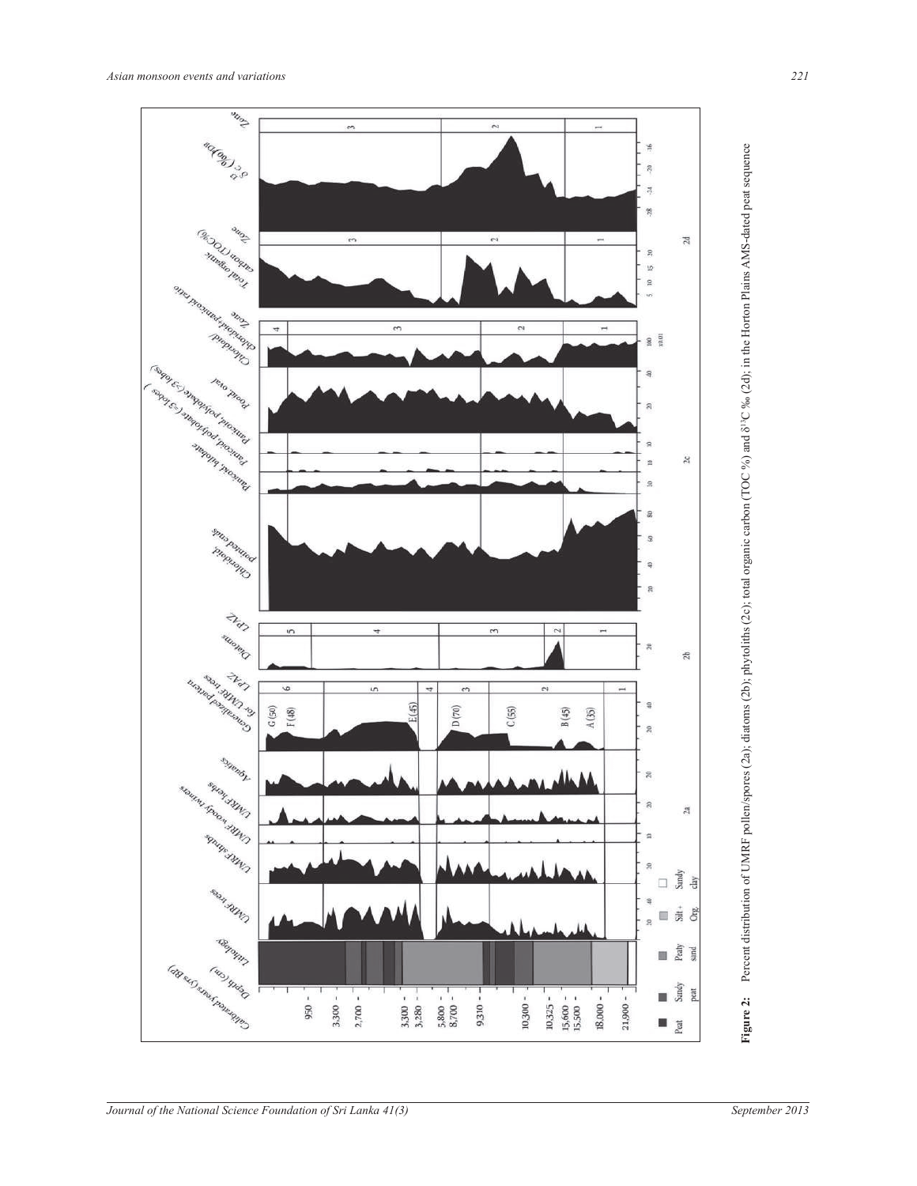**Figure 2:** Percent distribution of UMRF pollen/spores (2a); diatoms (2b); phytoliths (2c); total organic carbon (TOC %) and $\delta^{13}C$ ‰ (2d); in the Horton Plains AMS-dated peat sequence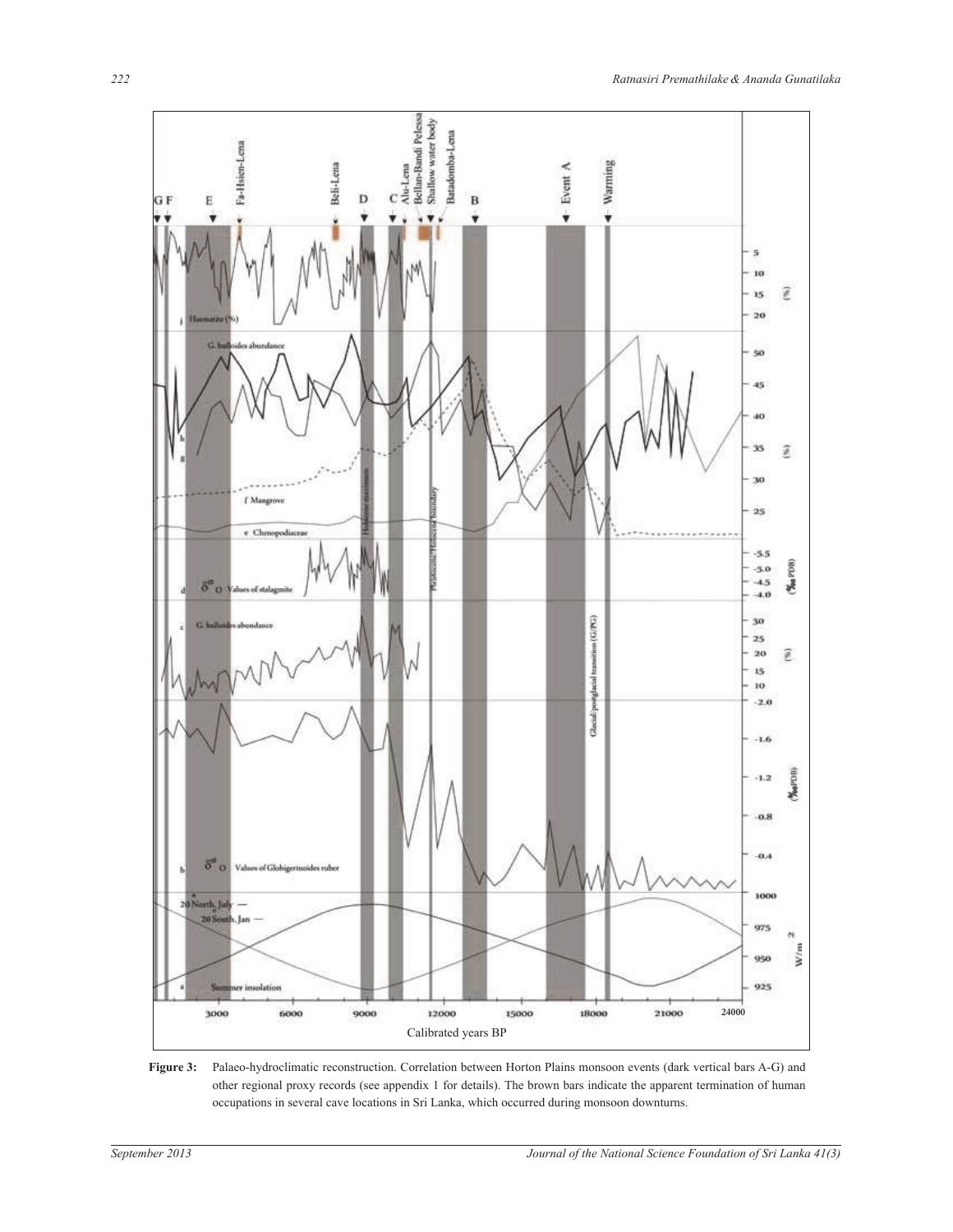**Figure 3:** Palaeo-hydroclimatic reconstruction. Correlation between Horton Plains monsoon events (dark vertical bars A-G) and other regional proxy records (see appendix 1 for details). The brown bars indicate the apparent termination of human occupations in several cave locations in Sri Lanka, which occurred during monsoon downturns.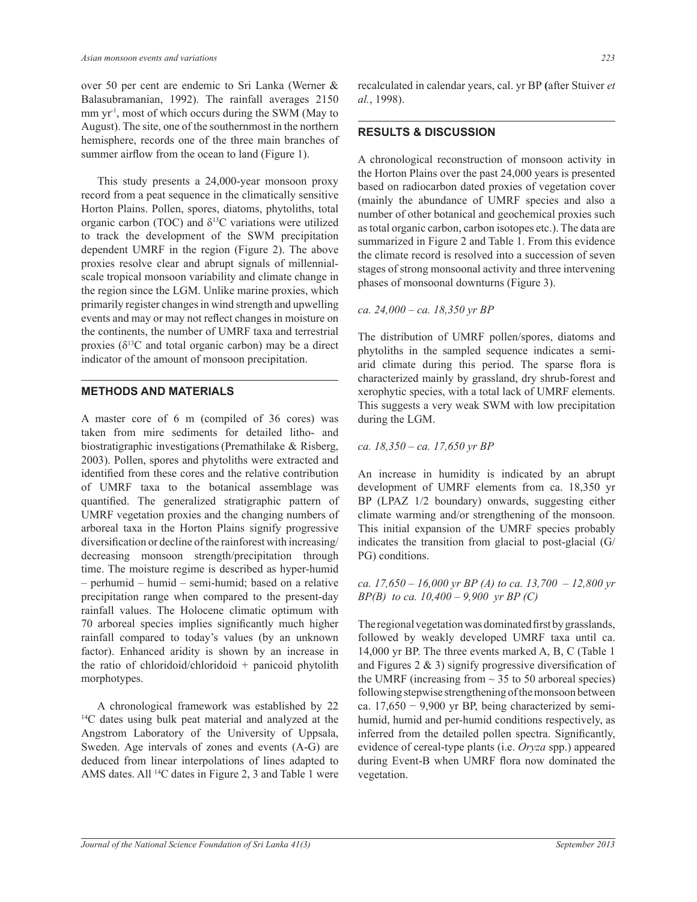over 50 per cent are endemic to Sri Lanka (Werner & Balasubramanian, 1992). The rainfall averages 2150 mm yr$^{-1}$, most of which occurs during the SWM (May to August). The site, one of the southernmost in the northern hemisphere, records one of the three main branches of summer airflow from the ocean to land (Figure 1).

This study presents a 24,000-year monsoon proxy record from a peat sequence in the climatically sensitive Horton Plains. Pollen, spores, diatoms, phytoliths, total organic carbon (TOC) and $\delta^{13}C$ variations were utilized to track the development of the SWM precipitation dependent UMRF in the region (Figure 2). The above proxies resolve clear and abrupt signals of millennial-scale tropical monsoon variability and climate change in the region since the LGM. Unlike marine proxies, which primarily register changes in wind strength and upwelling events and may or may not reflect changes in moisture on the continents, the number of UMRF taxa and terrestrial proxies ($\delta^{13}C$ and total organic carbon) may be a direct indicator of the amount of monsoon precipitation.

## METHODS AND MATERIALS

A master core of 6 m (compiled of 36 cores) was taken from mire sediments for detailed litho- and biostratigraphic investigations (Premathilake & Risberg, 2003). Pollen, spores and phytoliths were extracted and identified from these cores and the relative contribution of UMRF taxa to the botanical assemblage was quantified. The generalized stratigraphic pattern of UMRF vegetation proxies and the changing numbers of arboreal taxa in the Horton Plains signify progressive diversification or decline of the rainforest with increasing/decreasing monsoon strength/precipitation through time. The moisture regime is described as hyper-humid – perhumid – humid – semi-humid; based on a relative precipitation range when compared to the present-day rainfall values. The Holocene climatic optimum with 70 arboreal species implies significantly much higher rainfall compared to today's values (by an unknown factor). Enhanced aridity is shown by an increase in the ratio of chloridoid/chloridoid + panicoid phytolith morphotypes.

A chronological framework was established by 22 $^{14}C$ dates using bulk peat material and analyzed at the Angstrom Laboratory of the University of Uppsala, Sweden. Age intervals of zones and events (A-G) are deduced from linear interpolations of lines adapted to AMS dates. All $^{14}C$ dates in Figure 2, 3 and Table 1 were recalculated in calendar years, cal. yr BP (after Stuiver *et al.*, 1998).

## RESULTS & DISCUSSION

A chronological reconstruction of monsoon activity in the Horton Plains over the past 24,000 years is presented based on radiocarbon dated proxies of vegetation cover (mainly the abundance of UMRF species and also a number of other botanical and geochemical proxies such as total organic carbon, carbon isotopes etc.). The data are summarized in Figure 2 and Table 1. From this evidence the climate record is resolved into a succession of seven stages of strong monsoonal activity and three intervening phases of monsoonal downturns (Figure 3).

*ca. 24,000 – ca. 18,350 yr BP*

The distribution of UMRF pollen/spores, diatoms and phytoliths in the sampled sequence indicates a semi-arid climate during this period. The sparse flora is characterized mainly by grassland, dry shrub-forest and xerophytic species, with a total lack of UMRF elements. This suggests a very weak SWM with low precipitation during the LGM.

*ca. 18,350 – ca. 17,650 yr BP*

An increase in humidity is indicated by an abrupt development of UMRF elements from ca. 18,350 yr BP (LPAZ 1/2 boundary) onwards, suggesting either climate warming and/or strengthening of the monsoon. This initial expansion of the UMRF species probably indicates the transition from glacial to post-glacial (G/PG) conditions.

*ca. 17,650 – 16,000 yr BP (A) to ca. 13,700 – 12,800 yr BP(B) to ca. 10,400 – 9,900 yr BP (C)*

The regional vegetation was dominated first by grasslands, followed by weakly developed UMRF taxa until ca. 14,000 yr BP. The three events marked A, B, C (Table 1 and Figures 2 & 3) signify progressive diversification of the UMRF (increasing from ~ 35 to 50 arboreal species) following stepwise strengthening of the monsoon between ca. 17,650 − 9,900 yr BP, being characterized by semi-humid, humid and per-humid conditions respectively, as inferred from the detailed pollen spectra. Significantly, evidence of cereal-type plants (i.e. *Oryza* spp.) appeared during Event-B when UMRF flora now dominated the vegetation.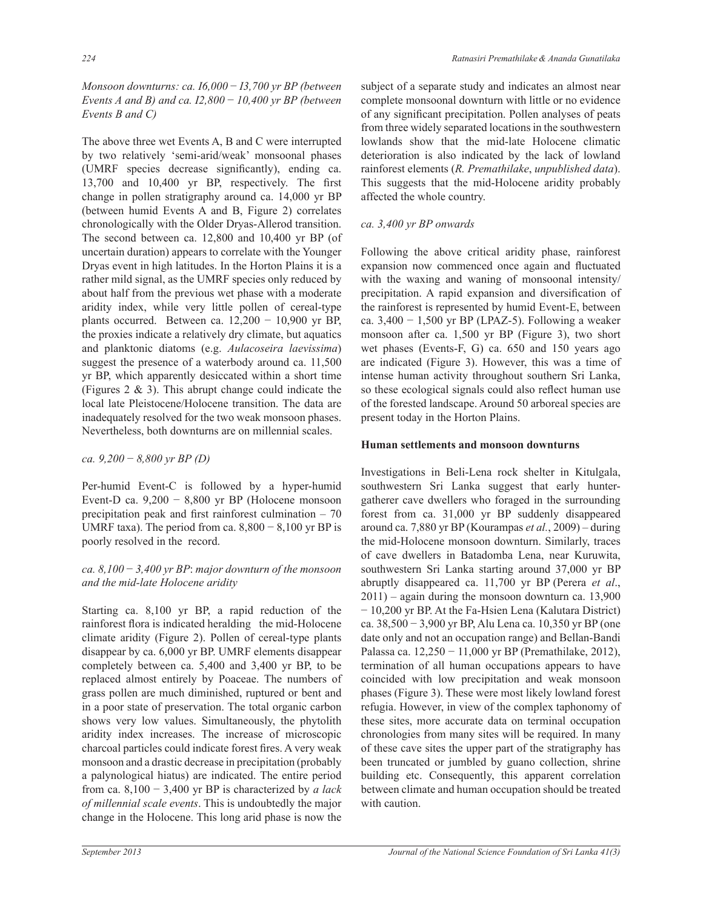*Monsoon downturns: ca. 16,000 − 13,700 yr BP (between Events A and B) and ca. 12,800 − 10,400 yr BP (between Events B and C)*

The above three wet Events A, B and C were interrupted by two relatively 'semi-arid/weak' monsoonal phases (UMRF species decrease significantly), ending ca. 13,700 and 10,400 yr BP, respectively. The first change in pollen stratigraphy around ca. 14,000 yr BP (between humid Events A and B, Figure 2) correlates chronologically with the Older Dryas-Allerod transition. The second between ca. 12,800 and 10,400 yr BP (of uncertain duration) appears to correlate with the Younger Dryas event in high latitudes. In the Horton Plains it is a rather mild signal, as the UMRF species only reduced by about half from the previous wet phase with a moderate aridity index, while very little pollen of cereal-type plants occurred. Between ca. 12,200 − 10,900 yr BP, the proxies indicate a relatively dry climate, but aquatics and planktonic diatoms (e.g. *Aulacoseira laevissima*) suggest the presence of a waterbody around ca. 11,500 yr BP, which apparently desiccated within a short time (Figures 2 & 3). This abrupt change could indicate the local late Pleistocene/Holocene transition. The data are inadequately resolved for the two weak monsoon phases. Nevertheless, both downturns are on millennial scales.

*ca. 9,200 − 8,800 yr BP (D)*

Per-humid Event-C is followed by a hyper-humid Event-D ca. 9,200 − 8,800 yr BP (Holocene monsoon precipitation peak and first rainforest culmination – 70 UMRF taxa). The period from ca. 8,800 − 8,100 yr BP is poorly resolved in the record.

*ca. 8,100 − 3,400 yr BP: major downturn of the monsoon and the mid-late Holocene aridity*

Starting ca. 8,100 yr BP, a rapid reduction of the rainforest flora is indicated heralding the mid-Holocene climate aridity (Figure 2). Pollen of cereal-type plants disappear by ca. 6,000 yr BP. UMRF elements disappear completely between ca. 5,400 and 3,400 yr BP, to be replaced almost entirely by Poaceae. The numbers of grass pollen are much diminished, ruptured or bent and in a poor state of preservation. The total organic carbon shows very low values. Simultaneously, the phytolith aridity index increases. The increase of microscopic charcoal particles could indicate forest fires. A very weak monsoon and a drastic decrease in precipitation (probably a palynological hiatus) are indicated. The entire period from ca. 8,100 − 3,400 yr BP is characterized by *a lack of millennial scale events*. This is undoubtedly the major change in the Holocene. This long arid phase is now the subject of a separate study and indicates an almost near complete monsoonal downturn with little or no evidence of any significant precipitation. Pollen analyses of peats from three widely separated locations in the southwestern lowlands show that the mid-late Holocene climatic deterioration is also indicated by the lack of lowland rainforest elements (*R. Premathilake*, *unpublished data*). This suggests that the mid-Holocene aridity probably affected the whole country.

*ca. 3,400 yr BP onwards*

Following the above critical aridity phase, rainforest expansion now commenced once again and fluctuated with the waxing and waning of monsoonal intensity/precipitation. A rapid expansion and diversification of the rainforest is represented by humid Event-E, between ca. 3,400 − 1,500 yr BP (LPAZ-5). Following a weaker monsoon after ca. 1,500 yr BP (Figure 3), two short wet phases (Events-F, G) ca. 650 and 150 years ago are indicated (Figure 3). However, this was a time of intense human activity throughout southern Sri Lanka, so these ecological signals could also reflect human use of the forested landscape. Around 50 arboreal species are present today in the Horton Plains.

**Human settlements and monsoon downturns**

Investigations in Beli-Lena rock shelter in Kitulgala, southwestern Sri Lanka suggest that early hunter-gatherer cave dwellers who foraged in the surrounding forest from ca. 31,000 yr BP suddenly disappeared around ca. 7,880 yr BP (Kourampas *et al.*, 2009) – during the mid-Holocene monsoon downturn. Similarly, traces of cave dwellers in Batadomba Lena, near Kuruwita, southwestern Sri Lanka starting around 37,000 yr BP abruptly disappeared ca. 11,700 yr BP (Perera *et al*., 2011) – again during the monsoon downturn ca. 13,900 − 10,200 yr BP. At the Fa-Hsien Lena (Kalutara District) ca. 38,500 − 3,900 yr BP, Alu Lena ca. 10,350 yr BP (one date only and not an occupation range) and Bellan-Bandi Palassa ca. 12,250 − 11,000 yr BP (Premathilake, 2012), termination of all human occupations appears to have coincided with low precipitation and weak monsoon phases (Figure 3). These were most likely lowland forest refugia. However, in view of the complex taphonomy of these sites, more accurate data on terminal occupation chronologies from many sites will be required. In many of these cave sites the upper part of the stratigraphy has been truncated or jumbled by guano collection, shrine building etc. Consequently, this apparent correlation between climate and human occupation should be treated with caution.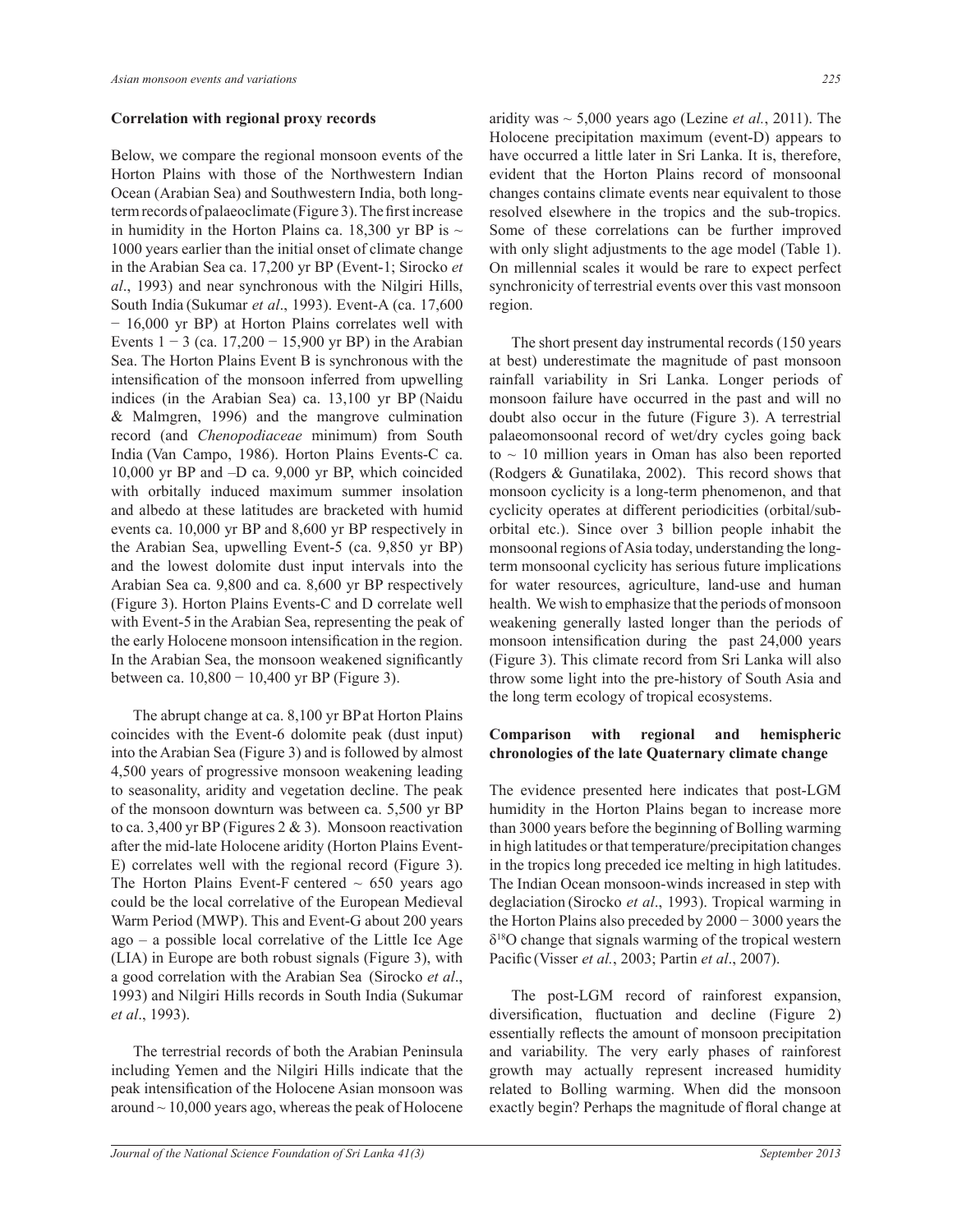## Correlation with regional proxy records

Below, we compare the regional monsoon events of the Horton Plains with those of the Northwestern Indian Ocean (Arabian Sea) and Southwestern India, both long-term records of palaeoclimate (Figure 3). The first increase in humidity in the Horton Plains ca. 18,300 yr BP is ~ 1000 years earlier than the initial onset of climate change in the Arabian Sea ca. 17,200 yr BP (Event-1; Sirocko *et al*., 1993) and near synchronous with the Nilgiri Hills, South India (Sukumar *et al*., 1993). Event-A (ca. 17,600 − 16,000 yr BP) at Horton Plains correlates well with Events 1 − 3 (ca. 17,200 − 15,900 yr BP) in the Arabian Sea. The Horton Plains Event B is synchronous with the intensification of the monsoon inferred from upwelling indices (in the Arabian Sea) ca. 13,100 yr BP (Naidu & Malmgren, 1996) and the mangrove culmination record (and *Chenopodiaceae* minimum) from South India (Van Campo, 1986). Horton Plains Events-C ca. 10,000 yr BP and –D ca. 9,000 yr BP, which coincided with orbitally induced maximum summer insolation and albedo at these latitudes are bracketed with humid events ca. 10,000 yr BP and 8,600 yr BP respectively in the Arabian Sea, upwelling Event-5 (ca. 9,850 yr BP) and the lowest dolomite dust input intervals into the Arabian Sea ca. 9,800 and ca. 8,600 yr BP respectively (Figure 3). Horton Plains Events-C and D correlate well with Event-5 in the Arabian Sea, representing the peak of the early Holocene monsoon intensification in the region. In the Arabian Sea, the monsoon weakened significantly between ca. 10,800 − 10,400 yr BP (Figure 3).

The abrupt change at ca. 8,100 yr BP at Horton Plains coincides with the Event-6 dolomite peak (dust input) into the Arabian Sea (Figure 3) and is followed by almost 4,500 years of progressive monsoon weakening leading to seasonality, aridity and vegetation decline. The peak of the monsoon downturn was between ca. 5,500 yr BP to ca. 3,400 yr BP (Figures 2 & 3). Monsoon reactivation after the mid-late Holocene aridity (Horton Plains Event-E) correlates well with the regional record (Figure 3). The Horton Plains Event-F centered ~ 650 years ago could be the local correlative of the European Medieval Warm Period (MWP). This and Event-G about 200 years ago – a possible local correlative of the Little Ice Age (LIA) in Europe are both robust signals (Figure 3), with a good correlation with the Arabian Sea (Sirocko *et al*., 1993) and Nilgiri Hills records in South India (Sukumar *et al*., 1993).

The terrestrial records of both the Arabian Peninsula including Yemen and the Nilgiri Hills indicate that the peak intensification of the Holocene Asian monsoon was around ~ 10,000 years ago, whereas the peak of Holocene aridity was ~ 5,000 years ago (Lezine *et al.*, 2011). The Holocene precipitation maximum (event-D) appears to have occurred a little later in Sri Lanka. It is, therefore, evident that the Horton Plains record of monsoonal changes contains climate events near equivalent to those resolved elsewhere in the tropics and the sub-tropics. Some of these correlations can be further improved with only slight adjustments to the age model (Table 1). On millennial scales it would be rare to expect perfect synchronicity of terrestrial events over this vast monsoon region.

The short present day instrumental records (150 years at best) underestimate the magnitude of past monsoon rainfall variability in Sri Lanka. Longer periods of monsoon failure have occurred in the past and will no doubt also occur in the future (Figure 3). A terrestrial palaeomonsoonal record of wet/dry cycles going back to ~ 10 million years in Oman has also been reported (Rodgers & Gunatilaka, 2002). This record shows that monsoon cyclicity is a long-term phenomenon, and that cyclicity operates at different periodicities (orbital/sub-orbital etc.). Since over 3 billion people inhabit the monsoonal regions of Asia today, understanding the long-term monsoonal cyclicity has serious future implications for water resources, agriculture, land-use and human health. We wish to emphasize that the periods of monsoon weakening generally lasted longer than the periods of monsoon intensification during the past 24,000 years (Figure 3). This climate record from Sri Lanka will also throw some light into the pre-history of South Asia and the long term ecology of tropical ecosystems.

## Comparison with regional and hemispheric chronologies of the late Quaternary climate change

The evidence presented here indicates that post-LGM humidity in the Horton Plains began to increase more than 3000 years before the beginning of Bolling warming in high latitudes or that temperature/precipitation changes in the tropics long preceded ice melting in high latitudes. The Indian Ocean monsoon-winds increased in step with deglaciation (Sirocko *et al*., 1993). Tropical warming in the Horton Plains also preceded by 2000 − 3000 years the $\delta^{18}O$ change that signals warming of the tropical western Pacific (Visser *et al.*, 2003; Partin *et al*., 2007).

The post-LGM record of rainforest expansion, diversification, fluctuation and decline (Figure 2) essentially reflects the amount of monsoon precipitation and variability. The very early phases of rainforest growth may actually represent increased humidity related to Bolling warming. When did the monsoon exactly begin? Perhaps the magnitude of floral change at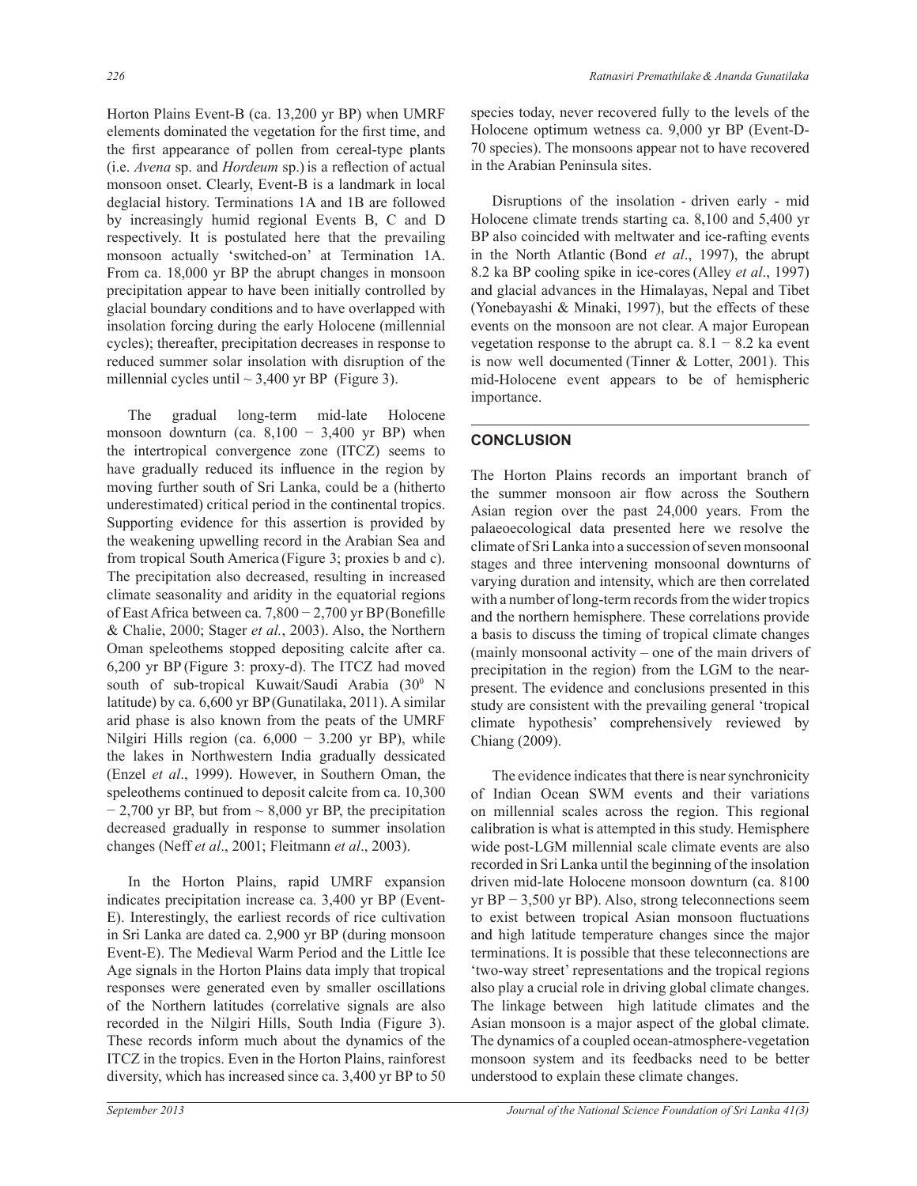Horton Plains Event-B (ca. 13,200 yr BP) when UMRF elements dominated the vegetation for the first time, and the first appearance of pollen from cereal-type plants (i.e. *Avena* sp. and *Hordeum* sp.) is a reflection of actual monsoon onset. Clearly, Event-B is a landmark in local deglacial history. Terminations 1A and 1B are followed by increasingly humid regional Events B, C and D respectively. It is postulated here that the prevailing monsoon actually 'switched-on' at Termination 1A. From ca. 18,000 yr BP the abrupt changes in monsoon precipitation appear to have been initially controlled by glacial boundary conditions and to have overlapped with insolation forcing during the early Holocene (millennial cycles); thereafter, precipitation decreases in response to reduced summer solar insolation with disruption of the millennial cycles until ~ 3,400 yr BP (Figure 3).

The gradual long-term mid-late Holocene monsoon downturn (ca. 8,100 − 3,400 yr BP) when the intertropical convergence zone (ITCZ) seems to have gradually reduced its influence in the region by moving further south of Sri Lanka, could be a (hitherto underestimated) critical period in the continental tropics. Supporting evidence for this assertion is provided by the weakening upwelling record in the Arabian Sea and from tropical South America (Figure 3; proxies b and c). The precipitation also decreased, resulting in increased climate seasonality and aridity in the equatorial regions of East Africa between ca. 7,800 − 2,700 yr BP (Bonefille & Chalie, 2000; Stager *et al.*, 2003). Also, the Northern Oman speleothems stopped depositing calcite after ca. 6,200 yr BP (Figure 3: proxy-d). The ITCZ had moved south of sub-tropical Kuwait/Saudi Arabia ($30^0$ N latitude) by ca. 6,600 yr BP (Gunatilaka, 2011). A similar arid phase is also known from the peats of the UMRF Nilgiri Hills region (ca. 6,000 − 3.200 yr BP), while the lakes in Northwestern India gradually dessicated (Enzel *et al*., 1999). However, in Southern Oman, the speleothems continued to deposit calcite from ca. 10,300 − 2,700 yr BP, but from ~ 8,000 yr BP, the precipitation decreased gradually in response to summer insolation changes (Neff *et al*., 2001; Fleitmann *et al*., 2003).

In the Horton Plains, rapid UMRF expansion indicates precipitation increase ca. 3,400 yr BP (Event-E). Interestingly, the earliest records of rice cultivation in Sri Lanka are dated ca. 2,900 yr BP (during monsoon Event-E). The Medieval Warm Period and the Little Ice Age signals in the Horton Plains data imply that tropical responses were generated even by smaller oscillations of the Northern latitudes (correlative signals are also recorded in the Nilgiri Hills, South India (Figure 3). These records inform much about the dynamics of the ITCZ in the tropics. Even in the Horton Plains, rainforest diversity, which has increased since ca. 3,400 yr BP to 50 species today, never recovered fully to the levels of the Holocene optimum wetness ca. 9,000 yr BP (Event-D-70 species). The monsoons appear not to have recovered in the Arabian Peninsula sites.

Disruptions of the insolation - driven early - mid Holocene climate trends starting ca. 8,100 and 5,400 yr BP also coincided with meltwater and ice-rafting events in the North Atlantic (Bond *et al*., 1997), the abrupt 8.2 ka BP cooling spike in ice-cores (Alley *et al*., 1997) and glacial advances in the Himalayas, Nepal and Tibet (Yonebayashi & Minaki, 1997), but the effects of these events on the monsoon are not clear. A major European vegetation response to the abrupt ca. 8.1 − 8.2 ka event is now well documented (Tinner & Lotter, 2001). This mid-Holocene event appears to be of hemispheric importance.

## CONCLUSION

The Horton Plains records an important branch of the summer monsoon air flow across the Southern Asian region over the past 24,000 years. From the palaeoecological data presented here we resolve the climate of Sri Lanka into a succession of seven monsoonal stages and three intervening monsoonal downturns of varying duration and intensity, which are then correlated with a number of long-term records from the wider tropics and the northern hemisphere. These correlations provide a basis to discuss the timing of tropical climate changes (mainly monsoonal activity – one of the main drivers of precipitation in the region) from the LGM to the near-present. The evidence and conclusions presented in this study are consistent with the prevailing general 'tropical climate hypothesis' comprehensively reviewed by Chiang (2009).

The evidence indicates that there is near synchronicity of Indian Ocean SWM events and their variations on millennial scales across the region. This regional calibration is what is attempted in this study. Hemisphere wide post-LGM millennial scale climate events are also recorded in Sri Lanka until the beginning of the insolation driven mid-late Holocene monsoon downturn (ca. 8100 yr BP − 3,500 yr BP). Also, strong teleconnections seem to exist between tropical Asian monsoon fluctuations and high latitude temperature changes since the major terminations. It is possible that these teleconnections are 'two-way street' representations and the tropical regions also play a crucial role in driving global climate changes. The linkage between high latitude climates and the Asian monsoon is a major aspect of the global climate. The dynamics of a coupled ocean-atmosphere-vegetation monsoon system and its feedbacks need to be better understood to explain these climate changes.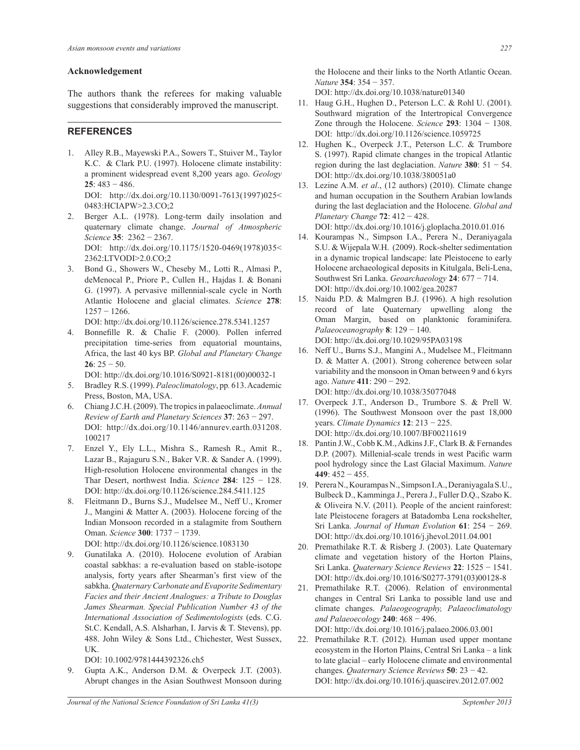### Acknowledgement

The authors thank the referees for making valuable suggestions that considerably improved the manuscript.

## REFERENCES

1. Alley R.B., Mayewski P.A., Sowers T., Stuiver M., Taylor K.C. & Clark P.U. (1997). Holocene climate instability: a prominent widespread event 8,200 years ago. *Geology* **25**: 483 − 486.
   DOI: http://dx.doi.org/10.1130/0091-7613(1997)025<0483:HCIAPW>2.3.CO;2
2. Berger A.L. (1978). Long-term daily insolation and quaternary climate change. *Journal of Atmospheric Science* **35**: 2362 − 2367.
   DOI: http://dx.doi.org/10.1175/1520-0469(1978)035<2362:LTVODI>2.0.CO;2
3. Bond G., Showers W., Cheseby M., Lotti R., Almasi P., deMenocal P., Priore P., Cullen H., Hajdas I. & Bonani G. (1997). A pervasive millennial-scale cycle in North Atlantic Holocene and glacial climates. *Science* **278**: 1257 − 1266.
   DOI: http://dx.doi.org/10.1126/science.278.5341.1257
4. Bonnefille R. & Chalie F. (2000). Pollen inferred precipitation time-series from equatorial mountains, Africa, the last 40 kys BP. *Global and Planetary Change* **26**: 25 − 50.
   DOI: http://dx.doi.org/10.1016/S0921-8181(00)00032-1
5. Bradley R.S. (1999). *Paleoclimatology*, pp. 613. Academic Press, Boston, MA, USA.
6. Chiang J.C.H. (2009). The tropics in palaeoclimate. *Annual Review of Earth and Planetary Sciences* **37**: 263 − 297.
   DOI: http://dx.doi.org/10.1146/annurev.earth.031208.100217
7. Enzel Y., Ely L.L., Mishra S., Ramesh R., Amit R., Lazar B., Rajaguru S.N., Baker V.R. & Sander A. (1999). High-resolution Holocene environmental changes in the Thar Desert, northwest India. *Science* **284**: 125 − 128.
   DOI: http://dx.doi.org/10.1126/science.284.5411.125
8. Fleitmann D., Burns S.J., Mudelsee M., Neff U., Kromer J., Mangini & Matter A. (2003). Holocene forcing of the Indian Monsoon recorded in a stalagmite from Southern Oman. *Science* **300**: 1737 − 1739.
   DOI: http://dx.doi.org/10.1126/science.1083130
9. Gunatilaka A. (2010). Holocene evolution of Arabian coastal sabkhas: a re-evaluation based on stable-isotope analysis, forty years after Shearman's first view of the sabkha. *Quaternary Carbonate and Evaporite Sedimentary Facies and their Ancient Analogues: a Tribute to Douglas James Shearman. Special Publication Number 43 of the International Association of Sedimentologists* (eds. C.G. St.C. Kendall, A.S. Alsharhan, I. Jarvis & T. Stevens), pp. 488. John Wiley & Sons Ltd., Chichester, West Sussex, UK.
   DOI: 10.1002/9781444392326.ch5
9. Gupta A.K., Anderson D.M. & Overpeck J.T. (2003). Abrupt changes in the Asian Southwest Monsoon during the Holocene and their links to the North Atlantic Ocean. *Nature* **354**: 354 − 357.
   DOI: http://dx.doi.org/10.1038/nature01340
11. Haug G.H., Hughen D., Peterson L.C. & Rohl U. (2001). Southward migration of the Intertropical Convergence Zone through the Holocene. *Science* **293**: 1304 − 1308.
   DOI: http://dx.doi.org/10.1126/science.1059725
12. Hughen K., Overpeck J.T., Peterson L.C. & Trumbore S. (1997). Rapid climate changes in the tropical Atlantic region during the last deglaciation. *Nature* **380**: 51 − 54.
   DOI: http://dx.doi.org/10.1038/380051a0
13. Lezine A.M. *et al*., (12 authors) (2010). Climate change and human occupation in the Southern Arabian lowlands during the last deglaciation and the Holocene. *Global and Planetary Change* **72**: 412 − 428.
   DOI: http://dx.doi.org/10.1016/j.gloplacha.2010.01.016
14. Kourampas N., Simpson I.A., Perera N., Deraniyagala S.U. & Wijepala W.H. (2009). Rock-shelter sedimentation in a dynamic tropical landscape: late Pleistocene to early Holocene archaeological deposits in Kitulgala, Beli-Lena, Southwest Sri Lanka. *Geoarchaeology* **24**: 677 − 714.
   DOI: http://dx.doi.org/10.1002/gea.20287
15. Naidu P.D. & Malmgren B.J. (1996). A high resolution record of late Quaternary upwelling along the Oman Margin, based on planktonic foraminifera. *Palaeoceanography* **8**: 129 − 140.
   DOI: http://dx.doi.org/10.1029/95PA03198
16. Neff U., Burns S.J., Mangini A., Mudelsee M., Fleitmann D. & Matter A. (2001). Strong coherence between solar variability and the monsoon in Oman between 9 and 6 kyrs ago. *Nature* **411**: 290 − 292.
   DOI: http://dx.doi.org/10.1038/35077048
17. Overpeck J.T., Anderson D., Trumbore S. & Prell W. (1996). The Southwest Monsoon over the past 18,000 years. *Climate Dynamics* **12**: 213 − 225.
   DOI: http://dx.doi.org/10.1007/BF00211619
18. Pantin J.W., Cobb K.M., Adkins J.F., Clark B. & Fernandes D.P. (2007). Millenial-scale trends in west Pacific warm pool hydrology since the Last Glacial Maximum. *Nature* **449**: 452 − 455.
19. Perera N., Kourampas N., Simpson I.A., Deraniyagala S.U., Bulbeck D., Kamminga J., Perera J., Fuller D.Q., Szabo K. & Oliveira N.V. (2011). People of the ancient rainforest: late Pleistocene foragers at Batadomba Lena rockshelter, Sri Lanka. *Journal of Human Evolution* **61**: 254 − 269.
   DOI: http://dx.doi.org/10.1016/j.jhevol.2011.04.001
20. Premathilake R.T. & Risberg J. (2003). Late Quaternary climate and vegetation history of the Horton Plains, Sri Lanka. *Quaternary Science Reviews* **22**: 1525 − 1541.
   DOI: http://dx.doi.org/10.1016/S0277-3791(03)00128-8
21. Premathilake R.T. (2006). Relation of environmental changes in Central Sri Lanka to possible land use and climate changes. *Palaeogeography, Palaeoclimatology and Palaeoecology* **240**: 468 − 496.
   DOI: http://dx.doi.org/10.1016/j.palaeo.2006.03.001
22. Premathilake R.T. (2012). Human used upper montane ecosystem in the Horton Plains, Central Sri Lanka – a link to late glacial – early Holocene climate and environmental changes. *Quaternary Science Reviews* **50**: 23 − 42.
   DOI: http://dx.doi.org/10.1016/j.quascirev.2012.07.002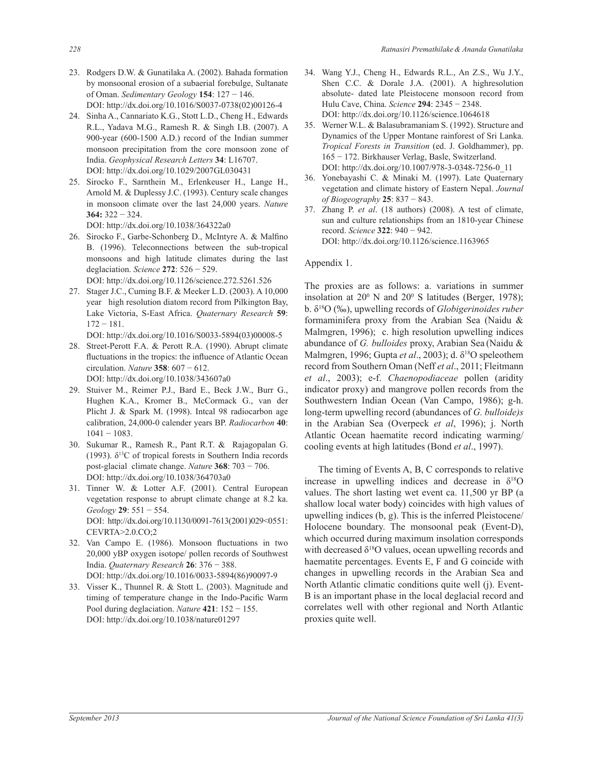23. Rodgers D.W. & Gunatilaka A. (2002). Bahada formation by monsoonal erosion of a subaerial forebulge, Sultanate of Oman. *Sedimentary Geology* **154**: 127 − 146. DOI: http://dx.doi.org/10.1016/S0037-0738(02)00126-4
24. Sinha A., Cannariato K.G., Stott L.D., Cheng H., Edwards R.L., Yadava M.G., Ramesh R. & Singh I.B. (2007). A 900-year (600-1500 A.D.) record of the Indian summer monsoon precipitation from the core monsoon zone of India. *Geophysical Research Letters* **34**: L16707. DOI: http://dx.doi.org/10.1029/2007GL030431
25. Sirocko F., Sarnthein M., Erlenkeuser H., Lange H., Arnold M. & Duplessy J.C. (1993). Century scale changes in monsoon climate over the last 24,000 years. *Nature* **364:** 322 − 324. DOI: http://dx.doi.org/10.1038/364322a0
26. Sirocko F., Garbe-Schonberg D., McIntyre A. & Malfino B. (1996). Teleconnections between the sub-tropical monsoons and high latitude climates during the last deglaciation. *Science* **272**: 526 − 529. DOI: http://dx.doi.org/10.1126/science.272.5261.526
27. Stager J.C., Cuming B.F. & Meeker L.D. (2003). A 10,000 year high resolution diatom record from Pilkington Bay, Lake Victoria, S-East Africa. *Quaternary Research* **59**: 172 − 181. DOI: http://dx.doi.org/10.1016/S0033-5894(03)00008-5
28. Street-Perott F.A. & Perott R.A. (1990). Abrupt climate fluctuations in the tropics: the influence of Atlantic Ocean circulation. *Nature* **358**: 607 − 612. DOI: http://dx.doi.org/10.1038/343607a0
29. Stuiver M., Reimer P.J., Bard E., Beck J.W., Burr G., Hughen K.A., Kromer B., McCormack G., van der Plicht J. & Spark M. (1998). Intcal 98 radiocarbon age calibration, 24,000-0 calender years BP. *Radiocarbon* **40**: 1041 − 1083.
30. Sukumar R., Ramesh R., Pant R.T. & Rajagopalan G. (1993). $\delta^{13}C$ of tropical forests in Southern India records post-glacial climate change. *Nature* **368**: 703 − 706. DOI: http://dx.doi.org/10.1038/364703a0
31. Tinner W. & Lotter A.F. (2001). Central European vegetation response to abrupt climate change at 8.2 ka. *Geology* **29**: 551 − 554. DOI: http://dx.doi.org/10.1130/0091-7613(2001)029<0551:CEVRTA>2.0.CO;2
32. Van Campo E. (1986). Monsoon fluctuations in two 20,000 yBP oxygen isotope/ pollen records of Southwest India. *Quaternary Research* **26**: 376 − 388. DOI: http://dx.doi.org/10.1016/0033-5894(86)90097-9
33. Visser K., Thunnel R. & Stott L. (2003). Magnitude and timing of temperature change in the Indo-Pacific Warm Pool during deglaciation. *Nature* **421**: 152 − 155. DOI: http://dx.doi.org/10.1038/nature01297
34. Wang Y.J., Cheng H., Edwards R.L., An Z.S., Wu J.Y., Shen C.C. & Dorale J.A. (2001). A highresolution absolute- dated late Pleistocene monsoon record from Hulu Cave, China. *Science* **294**: 2345 − 2348. DOI: http://dx.doi.org/10.1126/science.1064618
35. Werner W.L. & Balasubramaniam S. (1992). Structure and Dynamics of the Upper Montane rainforest of Sri Lanka. *Tropical Forests in Transition* (ed. J. Goldhammer), pp. 165 − 172. Birkhauser Verlag, Basle, Switzerland. DOI: http://dx.doi.org/10.1007/978-3-0348-7256-0_11
36. Yonebayashi C. & Minaki M. (1997). Late Quaternary vegetation and climate history of Eastern Nepal. *Journal of Biogeography* **25**: 837 − 843.
37. Zhang P. *et al*. (18 authors) (2008). A test of climate, sun and culture relationships from an 1810-year Chinese record. *Science* **322**: 940 − 942. DOI: http://dx.doi.org/10.1126/science.1163965

Appendix 1.

The proxies are as follows: a. variations in summer insolation at $20^0$ N and $20^0$ S latitudes (Berger, 1978); b. $\delta^{18}O$ (‰), upwelling records of *Globigerinoides ruber* formaminifera proxy from the Arabian Sea (Naidu & Malmgren, 1996); c. high resolution upwelling indices abundance of *G. bulloides* proxy, Arabian Sea (Naidu & Malmgren, 1996; Gupta *et al*., 2003); d. $\delta^{18}O$ speleothem record from Southern Oman (Neff *et al*., 2011; Fleitmann *et al*., 2003); e-f. *Chaenopodiaceae* pollen (aridity indicator proxy) and mangrove pollen records from the Southwestern Indian Ocean (Van Campo, 1986); g-h. long-term upwelling record (abundances of *G. bulloide)s* in the Arabian Sea (Overpeck *et al*, 1996); j. North Atlantic Ocean haematite record indicating warming/ cooling events at high latitudes (Bond *et al*., 1997).

The timing of Events A, B, C corresponds to relative increase in upwelling indices and decrease in $\delta^{18}O$ values. The short lasting wet event ca. 11,500 yr BP (a shallow local water body) coincides with high values of upwelling indices (b, g). This is the inferred Pleistocene/ Holocene boundary. The monsoonal peak (Event-D), which occurred during maximum insolation corresponds with decreased $\delta^{18}O$ values, ocean upwelling records and haematite percentages. Events E, F and G coincide with changes in upwelling records in the Arabian Sea and North Atlantic climatic conditions quite well (j). Event-B is an important phase in the local deglacial record and correlates well with other regional and North Atlantic proxies quite well.